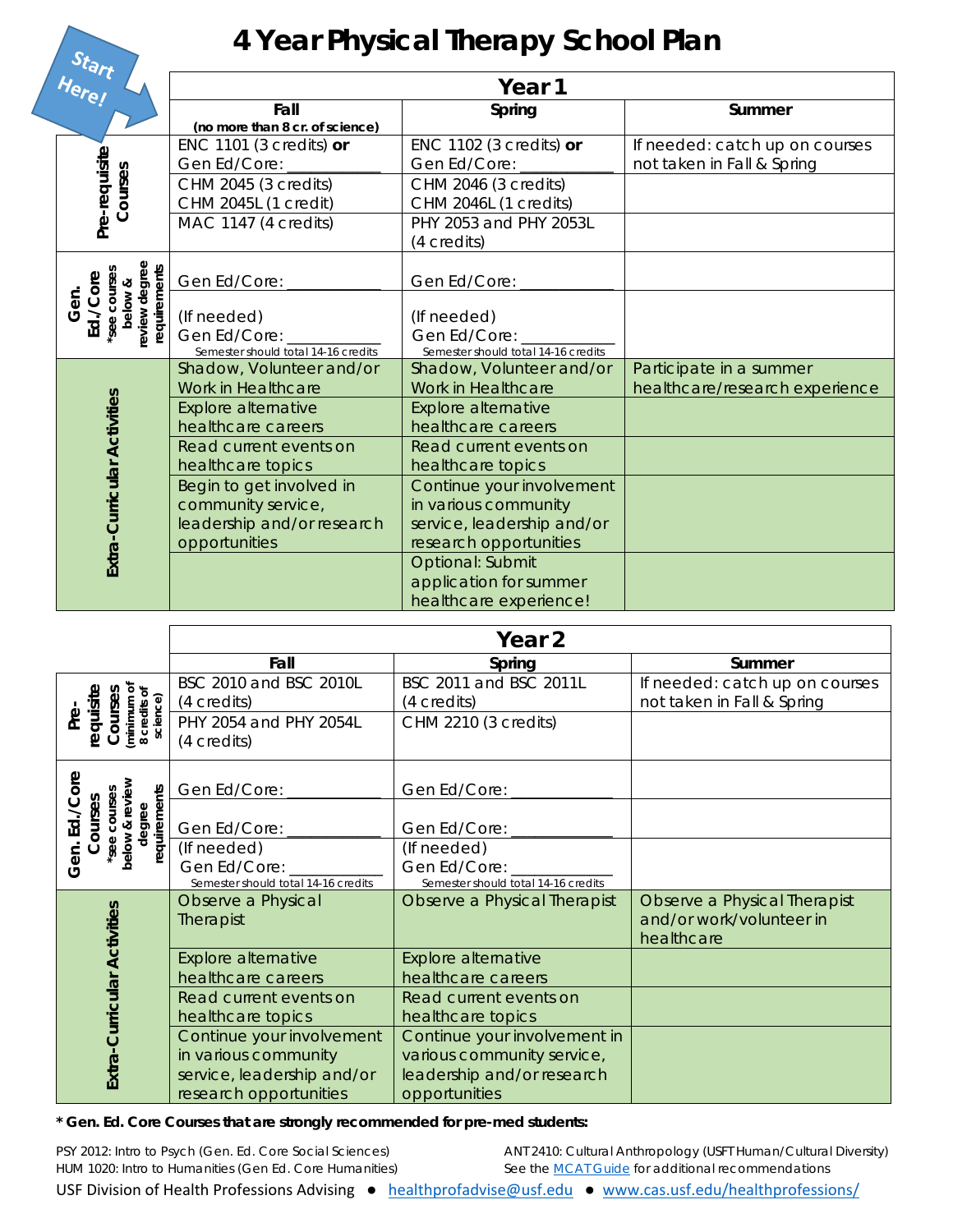# 4 Year Physical Therapy School Plan

Start Here!

| | Year 1 | | |
|---|---|---|---|
| | **Fall** (no more than 8 cr. of science) | **Spring** | **Summer** |
| **Pre-requisite Courses** | ENC 1101 (3 credits) **or** Gen Ed/Core: ___________ | ENC 1102 (3 credits) **or** Gen Ed/Core: ___________ | If needed: catch up on courses not taken in Fall & Spring |
| | CHM 2045 (3 credits) CHM 2045L (1 credit) | CHM 2046 (3 credits) CHM 2046L (1 credits) | |
| | MAC 1147 (4 credits) | PHY 2053 and PHY 2053L (4 credits) | |
| **Gen. Ed./Core** *see courses below & review degree requirements | Gen Ed/Core: ___________ | Gen Ed/Core: ___________ | |
| | (If needed) Gen Ed/Core: ___________ Semester should total 14-16 credits | (If needed) Gen Ed/Core: ___________ Semester should total 14-16 credits | |
| **Extra-Curricular Activities** | Shadow, Volunteer and/or Work in Healthcare | Shadow, Volunteer and/or Work in Healthcare | Participate in a summer healthcare/research experience |
| | Explore alternative healthcare careers | Explore alternative healthcare careers | |
| | Read current events on healthcare topics | Read current events on healthcare topics | |
| | Begin to get involved in community service, leadership and/or research opportunities | Continue your involvement in various community service, leadership and/or research opportunities | |
| | | Optional: Submit application for summer healthcare experience! | |

| | Year 2 | | |
|---|---|---|---|
| | **Fall** | **Spring** | **Summer** |
| **Pre-requisite Courses** (minimum of 8 credits of science) | BSC 2010 and BSC 2010L (4 credits) | BSC 2011 and BSC 2011L (4 credits) | If needed: catch up on courses not taken in Fall & Spring |
| | PHY 2054 and PHY 2054L (4 credits) | CHM 2210 (3 credits) | |
| **Gen. Ed./Core Courses** *see courses below & review degree requirements | Gen Ed/Core: ___________ | Gen Ed/Core: ___________ | |
| | Gen Ed/Core: ___________ | Gen Ed/Core: ___________ | |
| | (If needed) Gen Ed/Core: ___________ Semester should total 14-16 credits | (If needed) Gen Ed/Core: ___________ Semester should total 14-16 credits | |
| **Extra-Curricular Activities** | Observe a Physical Therapist | Observe a Physical Therapist | Observe a Physical Therapist and/or work/volunteer in healthcare |
| | Explore alternative healthcare careers | Explore alternative healthcare careers | |
| | Read current events on healthcare topics | Read current events on healthcare topics | |
| | Continue your involvement in various community service, leadership and/or research opportunities | Continue your involvement in various community service, leadership and/or research opportunities | |

**\* Gen. Ed. Core Courses that are strongly recommended for pre-med students:**

PSY 2012: Intro to Psych (Gen. Ed. Core Social Sciences)
HUM 1020: Intro to Humanities (Gen Ed. Core Humanities)
ANT 2410: Cultural Anthropology (USFT Human/Cultural Diversity)
See the MCAT Guide for additional recommendations

USF Division of Health Professions Advising ● healthprofadvise@usf.edu ● www.cas.usf.edu/healthprofessions/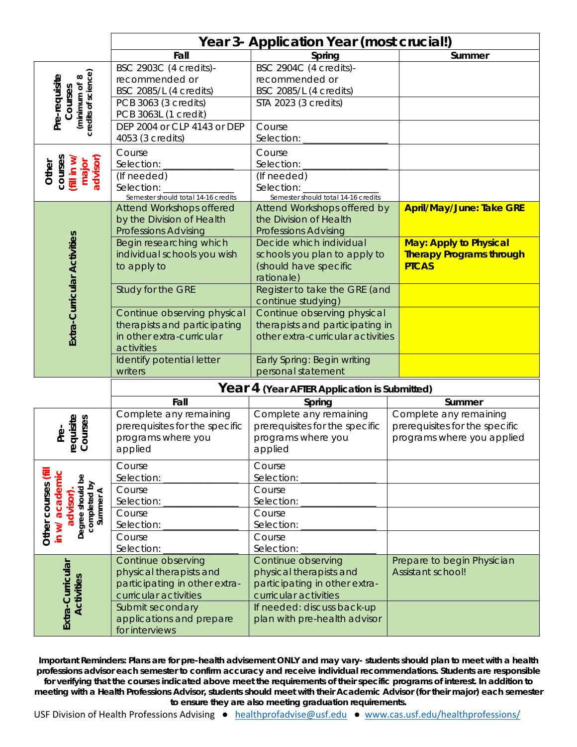| | Year 3- Application Year (most crucial!) | | |
|---|---|---|---|
| | **Fall** | **Spring** | **Summer** |
| **Pre-requisite Courses** (minimum of 8 credits of science) | BSC 2903C (4 credits)- recommended or BSC 2085/L (4 credits) | BSC 2904C (4 credits)- recommended or BSC 2085/L (4 credits) | |
| | PCB 3063 (3 credits) PCB 3063L (1 credit) | STA 2023 (3 credits) | |
| | DEP 2004 or CLP 4143 or DEP 4053 (3 credits) | Course Selection: _______________ | |
| **Other courses (fill in w/ major advisor)** | Course Selection: _______________ | Course Selection: _______________ | |
| | (If needed) Selection: _______________ Semester should total 14-16 credits | (If needed) Selection: _______________ Semester should total 14-16 credits | |
| **Extra-Curricular Activities** | Attend Workshops offered by the Division of Health Professions Advising | Attend Workshops offered by the Division of Health Professions Advising | **April/May/June: Take GRE** |
| | Begin researching which individual schools you wish to apply to | Decide which individual schools you plan to apply to (should have specific rationale) | **May: Apply to Physical Therapy Programs through PTCAS** |
| | Study for the GRE | Register to take the GRE (and continue studying) | |
| | Continue observing physical therapists and participating in other extra-curricular activities | Continue observing physical therapists and participating in other extra-curricular activities | |
| | Identify potential letter writers | Early Spring: Begin writing personal statement | |

| | Year 4 (Year AFTER Application is Submitted) | | |
|---|---|---|---|
| | **Fall** | **Spring** | **Summer** |
| **Pre-requisite Courses** | Complete any remaining prerequisites for the specific programs where you applied | Complete any remaining prerequisites for the specific programs where you applied | Complete any remaining prerequisites for the specific programs where you applied |
| **Other courses (fill in w/ academic advisor).** Degree should be completed by Summer A | Course Selection: _______________ | Course Selection: _______________ | |
| | Course Selection: _______________ | Course Selection: _______________ | |
| | Course Selection: _______________ | Course Selection: _______________ | |
| | Course Selection: _______________ | Course Selection: _______________ | |
| **Extra-Curricular Activities** | Continue observing physical therapists and participating in other extra-curricular activities | Continue observing physical therapists and participating in other extra-curricular activities | Prepare to begin Physician Assistant school! |
| | Submit secondary applications and prepare for interviews | If needed: discuss back-up plan with pre-health advisor | |

**Important Reminders: Plans are for pre-health advisement ONLY and may vary- students should plan to meet with a health professions advisor each semester to confirm accuracy and receive individual recommendations. Students are responsible for verifying that the courses indicated above meet the requirements of their specific programs of interest. In addition to meeting with a Health Professions Advisor, students should meet with their Academic Advisor (for their major) each semester to ensure they are also meeting graduation requirements.**

USF Division of Health Professions Advising ● healthprofadvise@usf.edu ● www.cas.usf.edu/healthprofessions/